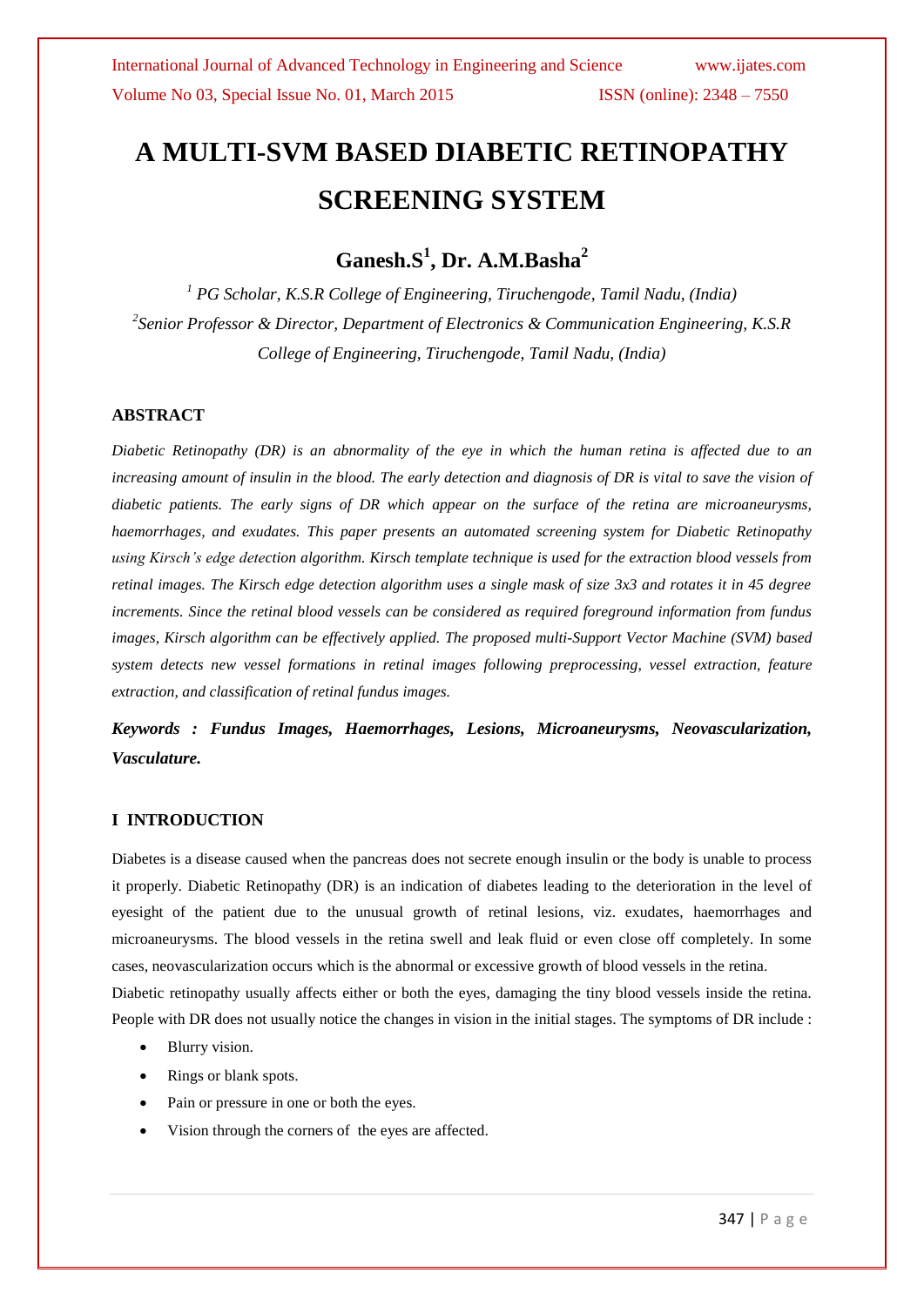# A MULTI-SVM BASED DIABETIC RETINOPATHY SCREENING SYSTEM

## Ganesh.S[1], Dr. A.M.Basha[2]

*[1] PG Scholar, K.S.R College of Engineering, Tiruchengode, Tamil Nadu, (India)*

*[2]Senior Professor & Director, Department of Electronics & Communication Engineering, K.S.R College of Engineering, Tiruchengode, Tamil Nadu, (India)*

### ABSTRACT

*Diabetic Retinopathy (DR) is an abnormality of the eye in which the human retina is affected due to an increasing amount of insulin in the blood. The early detection and diagnosis of DR is vital to save the vision of diabetic patients. The early signs of DR which appear on the surface of the retina are microaneurysms, haemorrhages, and exudates. This paper presents an automated screening system for Diabetic Retinopathy using Kirsch's edge detection algorithm. Kirsch template technique is used for the extraction blood vessels from retinal images. The Kirsch edge detection algorithm uses a single mask of size 3x3 and rotates it in 45 degree increments. Since the retinal blood vessels can be considered as required foreground information from fundus images, Kirsch algorithm can be effectively applied. The proposed multi-Support Vector Machine (SVM) based system detects new vessel formations in retinal images following preprocessing, vessel extraction, feature extraction, and classification of retinal fundus images.*

***Keywords : Fundus Images, Haemorrhages, Lesions, Microaneurysms, Neovascularization, Vasculature.***

### I INTRODUCTION

Diabetes is a disease caused when the pancreas does not secrete enough insulin or the body is unable to process it properly. Diabetic Retinopathy (DR) is an indication of diabetes leading to the deterioration in the level of eyesight of the patient due to the unusual growth of retinal lesions, viz. exudates, haemorrhages and microaneurysms. The blood vessels in the retina swell and leak fluid or even close off completely. In some cases, neovascularization occurs which is the abnormal or excessive growth of blood vessels in the retina.

Diabetic retinopathy usually affects either or both the eyes, damaging the tiny blood vessels inside the retina. People with DR does not usually notice the changes in vision in the initial stages. The symptoms of DR include :

- Blurry vision.
- Rings or blank spots.
- Pain or pressure in one or both the eyes.
- Vision through the corners of the eyes are affected.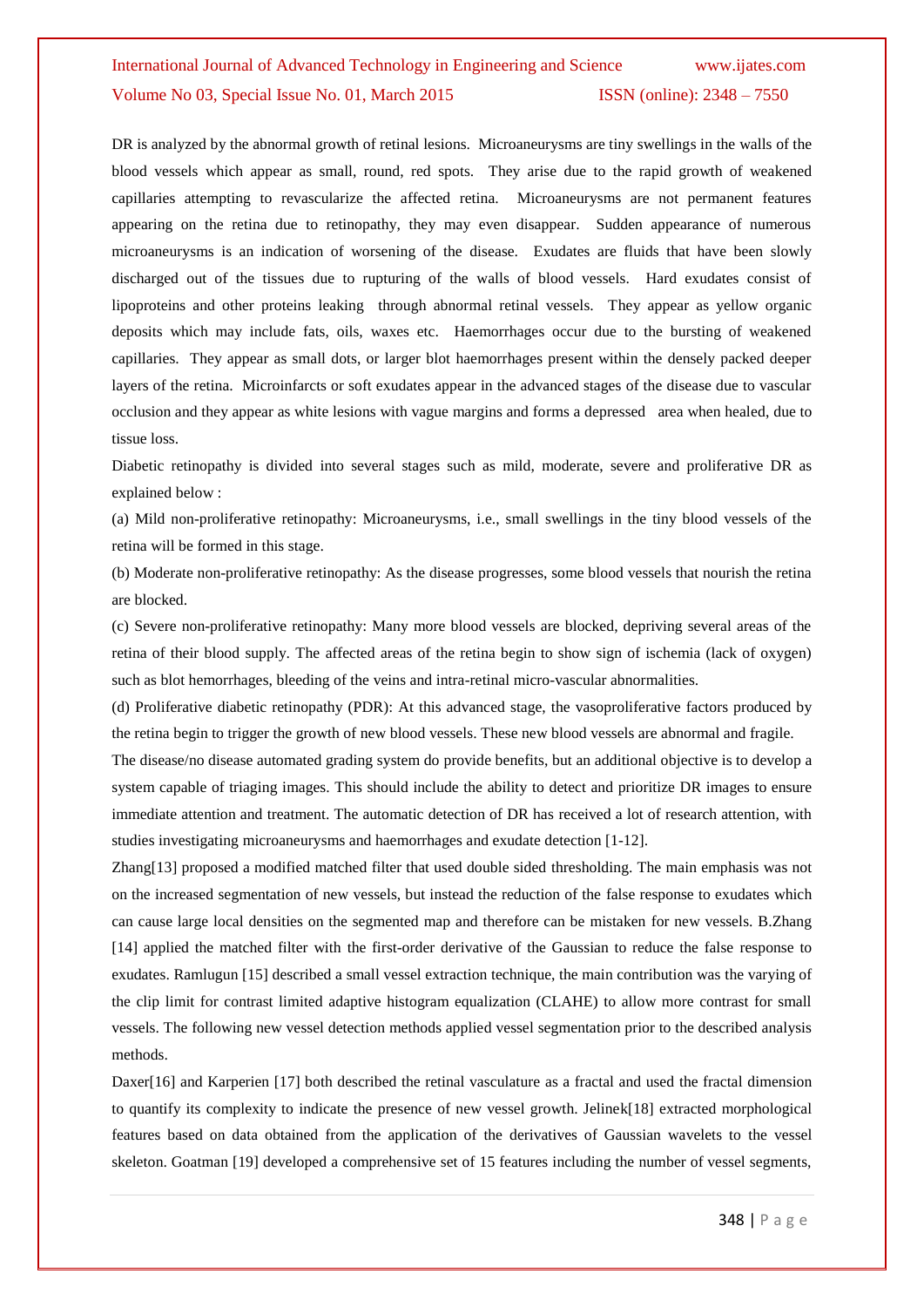DR is analyzed by the abnormal growth of retinal lesions. Microaneurysms are tiny swellings in the walls of the blood vessels which appear as small, round, red spots. They arise due to the rapid growth of weakened capillaries attempting to revascularize the affected retina. Microaneurysms are not permanent features appearing on the retina due to retinopathy, they may even disappear. Sudden appearance of numerous microaneurysms is an indication of worsening of the disease. Exudates are fluids that have been slowly discharged out of the tissues due to rupturing of the walls of blood vessels. Hard exudates consist of lipoproteins and other proteins leaking through abnormal retinal vessels. They appear as yellow organic deposits which may include fats, oils, waxes etc. Haemorrhages occur due to the bursting of weakened capillaries. They appear as small dots, or larger blot haemorrhages present within the densely packed deeper layers of the retina. Microinfarcts or soft exudates appear in the advanced stages of the disease due to vascular occlusion and they appear as white lesions with vague margins and forms a depressed area when healed, due to tissue loss.

Diabetic retinopathy is divided into several stages such as mild, moderate, severe and proliferative DR as explained below :

(a) Mild non-proliferative retinopathy: Microaneurysms, i.e., small swellings in the tiny blood vessels of the retina will be formed in this stage.

(b) Moderate non-proliferative retinopathy: As the disease progresses, some blood vessels that nourish the retina are blocked.

(c) Severe non-proliferative retinopathy: Many more blood vessels are blocked, depriving several areas of the retina of their blood supply. The affected areas of the retina begin to show sign of ischemia (lack of oxygen) such as blot hemorrhages, bleeding of the veins and intra-retinal micro-vascular abnormalities.

(d) Proliferative diabetic retinopathy (PDR): At this advanced stage, the vasoproliferative factors produced by the retina begin to trigger the growth of new blood vessels. These new blood vessels are abnormal and fragile.

The disease/no disease automated grading system do provide benefits, but an additional objective is to develop a system capable of triaging images. This should include the ability to detect and prioritize DR images to ensure immediate attention and treatment. The automatic detection of DR has received a lot of research attention, with studies investigating microaneurysms and haemorrhages and exudate detection [1-12].

Zhang[13] proposed a modified matched filter that used double sided thresholding. The main emphasis was not on the increased segmentation of new vessels, but instead the reduction of the false response to exudates which can cause large local densities on the segmented map and therefore can be mistaken for new vessels. B.Zhang [14] applied the matched filter with the first-order derivative of the Gaussian to reduce the false response to exudates. Ramlugun [15] described a small vessel extraction technique, the main contribution was the varying of the clip limit for contrast limited adaptive histogram equalization (CLAHE) to allow more contrast for small vessels. The following new vessel detection methods applied vessel segmentation prior to the described analysis methods.

Daxer[16] and Karperien [17] both described the retinal vasculature as a fractal and used the fractal dimension to quantify its complexity to indicate the presence of new vessel growth. Jelinek[18] extracted morphological features based on data obtained from the application of the derivatives of Gaussian wavelets to the vessel skeleton. Goatman [19] developed a comprehensive set of 15 features including the number of vessel segments,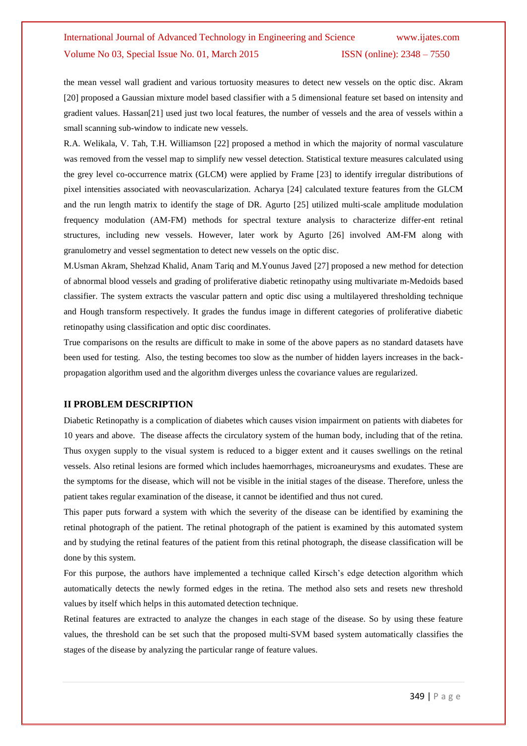the mean vessel wall gradient and various tortuosity measures to detect new vessels on the optic disc. Akram [20] proposed a Gaussian mixture model based classifier with a 5 dimensional feature set based on intensity and gradient values. Hassan[21] used just two local features, the number of vessels and the area of vessels within a small scanning sub-window to indicate new vessels.

R.A. Welikala, V. Tah, T.H. Williamson [22] proposed a method in which the majority of normal vasculature was removed from the vessel map to simplify new vessel detection. Statistical texture measures calculated using the grey level co-occurrence matrix (GLCM) were applied by Frame [23] to identify irregular distributions of pixel intensities associated with neovascularization. Acharya [24] calculated texture features from the GLCM and the run length matrix to identify the stage of DR. Agurto [25] utilized multi-scale amplitude modulation frequency modulation (AM-FM) methods for spectral texture analysis to characterize differ-ent retinal structures, including new vessels. However, later work by Agurto [26] involved AM-FM along with granulometry and vessel segmentation to detect new vessels on the optic disc.

M.Usman Akram, Shehzad Khalid, Anam Tariq and M.Younus Javed [27] proposed a new method for detection of abnormal blood vessels and grading of proliferative diabetic retinopathy using multivariate m-Medoids based classifier. The system extracts the vascular pattern and optic disc using a multilayered thresholding technique and Hough transform respectively. It grades the fundus image in different categories of proliferative diabetic retinopathy using classification and optic disc coordinates.

True comparisons on the results are difficult to make in some of the above papers as no standard datasets have been used for testing. Also, the testing becomes too slow as the number of hidden layers increases in the back-propagation algorithm used and the algorithm diverges unless the covariance values are regularized.

## II PROBLEM DESCRIPTION

Diabetic Retinopathy is a complication of diabetes which causes vision impairment on patients with diabetes for 10 years and above. The disease affects the circulatory system of the human body, including that of the retina. Thus oxygen supply to the visual system is reduced to a bigger extent and it causes swellings on the retinal vessels. Also retinal lesions are formed which includes haemorrhages, microaneurysms and exudates. These are the symptoms for the disease, which will not be visible in the initial stages of the disease. Therefore, unless the patient takes regular examination of the disease, it cannot be identified and thus not cured.

This paper puts forward a system with which the severity of the disease can be identified by examining the retinal photograph of the patient. The retinal photograph of the patient is examined by this automated system and by studying the retinal features of the patient from this retinal photograph, the disease classification will be done by this system.

For this purpose, the authors have implemented a technique called Kirsch's edge detection algorithm which automatically detects the newly formed edges in the retina. The method also sets and resets new threshold values by itself which helps in this automated detection technique.

Retinal features are extracted to analyze the changes in each stage of the disease. So by using these feature values, the threshold can be set such that the proposed multi-SVM based system automatically classifies the stages of the disease by analyzing the particular range of feature values.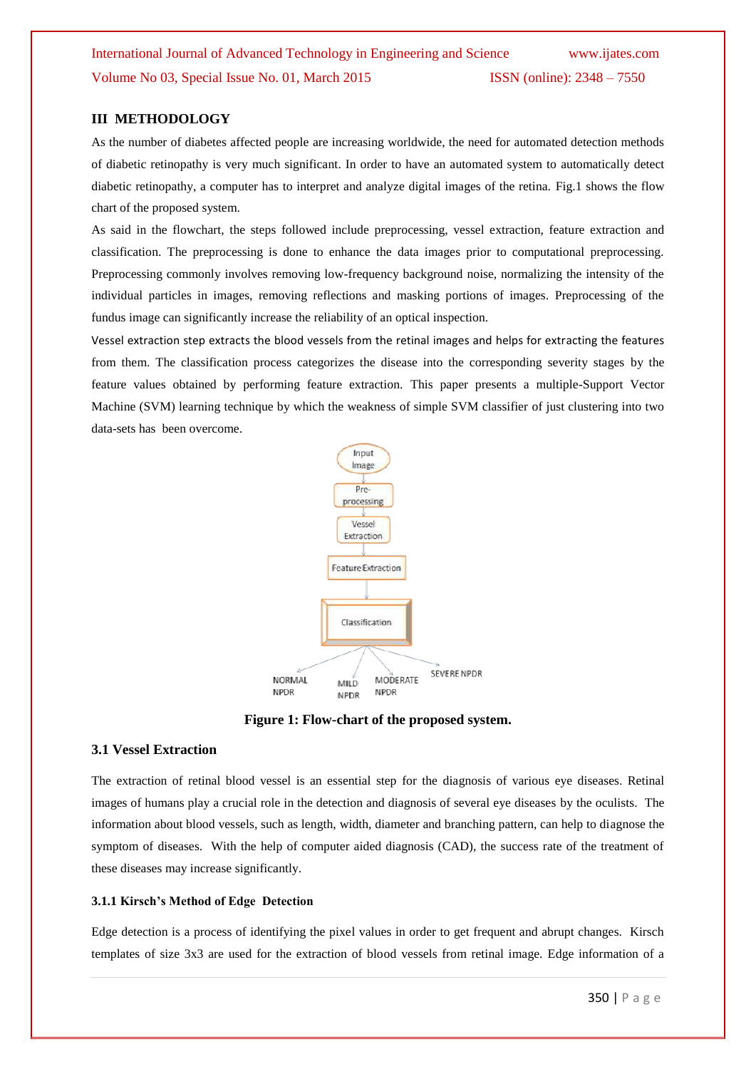## III METHODOLOGY

As the number of diabetes affected people are increasing worldwide, the need for automated detection methods of diabetic retinopathy is very much significant. In order to have an automated system to automatically detect diabetic retinopathy, a computer has to interpret and analyze digital images of the retina. Fig.1 shows the flow chart of the proposed system.

As said in the flowchart, the steps followed include preprocessing, vessel extraction, feature extraction and classification. The preprocessing is done to enhance the data images prior to computational preprocessing. Preprocessing commonly involves removing low-frequency background noise, normalizing the intensity of the individual particles in images, removing reflections and masking portions of images. Preprocessing of the fundus image can significantly increase the reliability of an optical inspection.

Vessel extraction step extracts the blood vessels from the retinal images and helps for extracting the features from them. The classification process categorizes the disease into the corresponding severity stages by the feature values obtained by performing feature extraction. This paper presents a multiple-Support Vector Machine (SVM) learning technique by which the weakness of simple SVM classifier of just clustering into two data-sets has been overcome.

Input Image → Pre-processing → Vessel Extraction → Feature Extraction → Classification → NORMAL NPDR / MILD NPDR / MODERATE NPDR / SEVERE NPDR

**Figure 1: Flow-chart of the proposed system.**

### 3.1 Vessel Extraction

The extraction of retinal blood vessel is an essential step for the diagnosis of various eye diseases. Retinal images of humans play a crucial role in the detection and diagnosis of several eye diseases by the oculists. The information about blood vessels, such as length, width, diameter and branching pattern, can help to diagnose the symptom of diseases. With the help of computer aided diagnosis (CAD), the success rate of the treatment of these diseases may increase significantly.

#### 3.1.1 Kirsch's Method of Edge Detection

Edge detection is a process of identifying the pixel values in order to get frequent and abrupt changes. Kirsch templates of size 3x3 are used for the extraction of blood vessels from retinal image. Edge information of a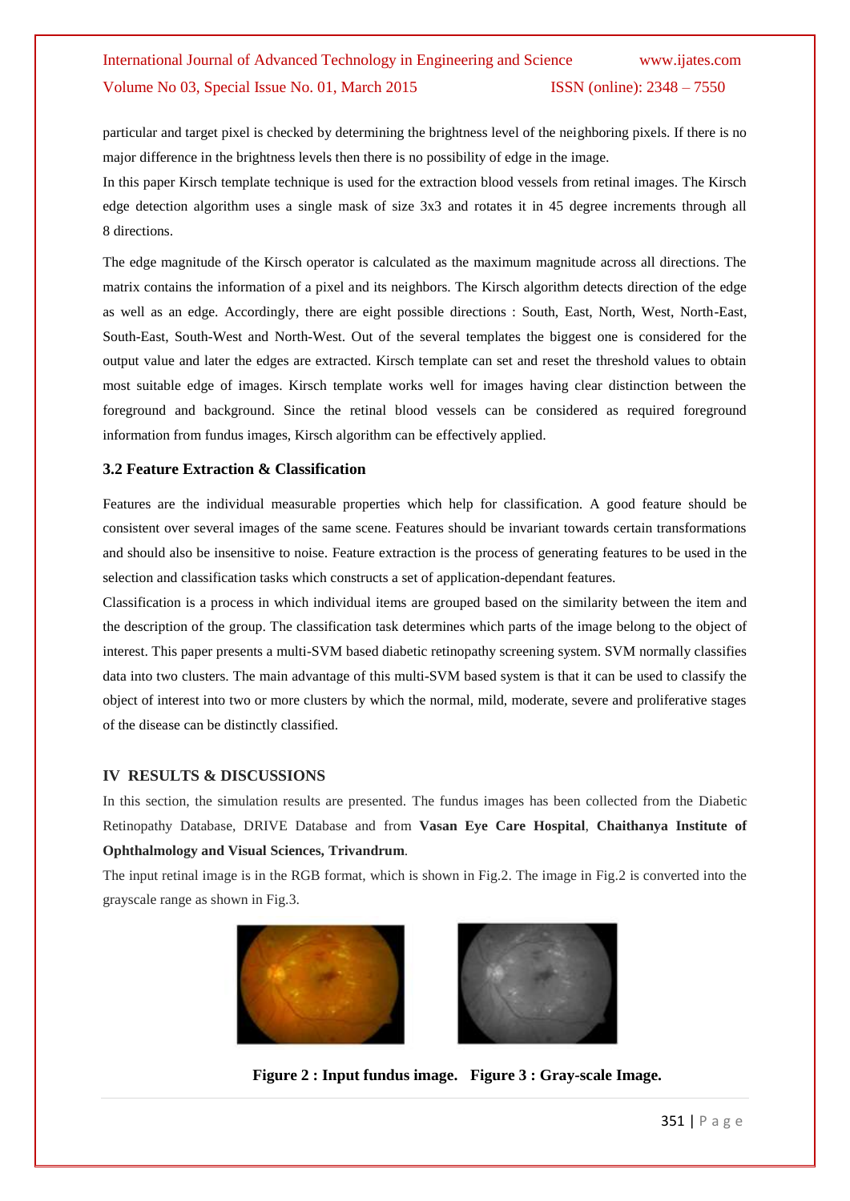particular and target pixel is checked by determining the brightness level of the neighboring pixels. If there is no major difference in the brightness levels then there is no possibility of edge in the image.

In this paper Kirsch template technique is used for the extraction blood vessels from retinal images. The Kirsch edge detection algorithm uses a single mask of size 3x3 and rotates it in 45 degree increments through all 8 directions.

The edge magnitude of the Kirsch operator is calculated as the maximum magnitude across all directions. The matrix contains the information of a pixel and its neighbors. The Kirsch algorithm detects direction of the edge as well as an edge. Accordingly, there are eight possible directions : South, East, North, West, North-East, South-East, South-West and North-West. Out of the several templates the biggest one is considered for the output value and later the edges are extracted. Kirsch template can set and reset the threshold values to obtain most suitable edge of images. Kirsch template works well for images having clear distinction between the foreground and background. Since the retinal blood vessels can be considered as required foreground information from fundus images, Kirsch algorithm can be effectively applied.

### 3.2 Feature Extraction & Classification

Features are the individual measurable properties which help for classification. A good feature should be consistent over several images of the same scene. Features should be invariant towards certain transformations and should also be insensitive to noise. Feature extraction is the process of generating features to be used in the selection and classification tasks which constructs a set of application-dependant features.

Classification is a process in which individual items are grouped based on the similarity between the item and the description of the group. The classification task determines which parts of the image belong to the object of interest. This paper presents a multi-SVM based diabetic retinopathy screening system. SVM normally classifies data into two clusters. The main advantage of this multi-SVM based system is that it can be used to classify the object of interest into two or more clusters by which the normal, mild, moderate, severe and proliferative stages of the disease can be distinctly classified.

## IV RESULTS & DISCUSSIONS

In this section, the simulation results are presented. The fundus images has been collected from the Diabetic Retinopathy Database, DRIVE Database and from **Vasan Eye Care Hospital**, **Chaithanya Institute of Ophthalmology and Visual Sciences, Trivandrum**.

The input retinal image is in the RGB format, which is shown in Fig.2. The image in Fig.2 is converted into the grayscale range as shown in Fig.3.

**Figure 2 : Input fundus image. Figure 3 : Gray-scale Image.**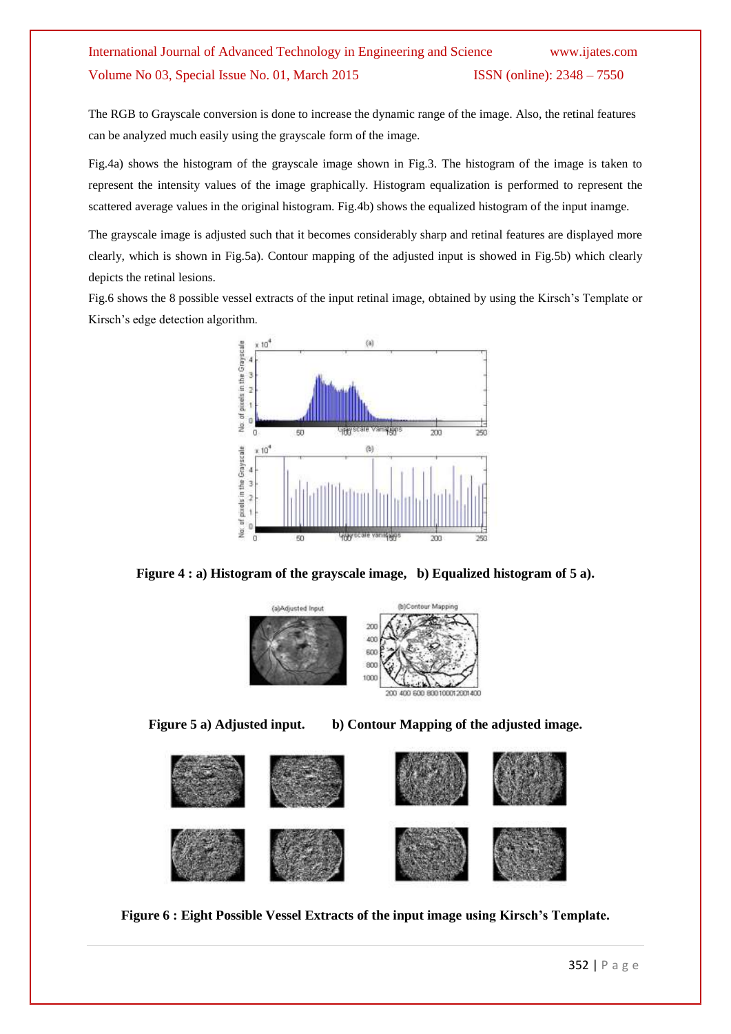The RGB to Grayscale conversion is done to increase the dynamic range of the image. Also, the retinal features can be analyzed much easily using the grayscale form of the image.

Fig.4a) shows the histogram of the grayscale image shown in Fig.3. The histogram of the image is taken to represent the intensity values of the image graphically. Histogram equalization is performed to represent the scattered average values in the original histogram. Fig.4b) shows the equalized histogram of the input inamge.

The grayscale image is adjusted such that it becomes considerably sharp and retinal features are displayed more clearly, which is shown in Fig.5a). Contour mapping of the adjusted input is showed in Fig.5b) which clearly depicts the retinal lesions.

Fig.6 shows the 8 possible vessel extracts of the input retinal image, obtained by using the Kirsch's Template or Kirsch's edge detection algorithm.

**Figure 4 : a) Histogram of the grayscale image, b) Equalized histogram of 5 a).**

**Figure 5 a) Adjusted input. b) Contour Mapping of the adjusted image.**

**Figure 6 : Eight Possible Vessel Extracts of the input image using Kirsch's Template.**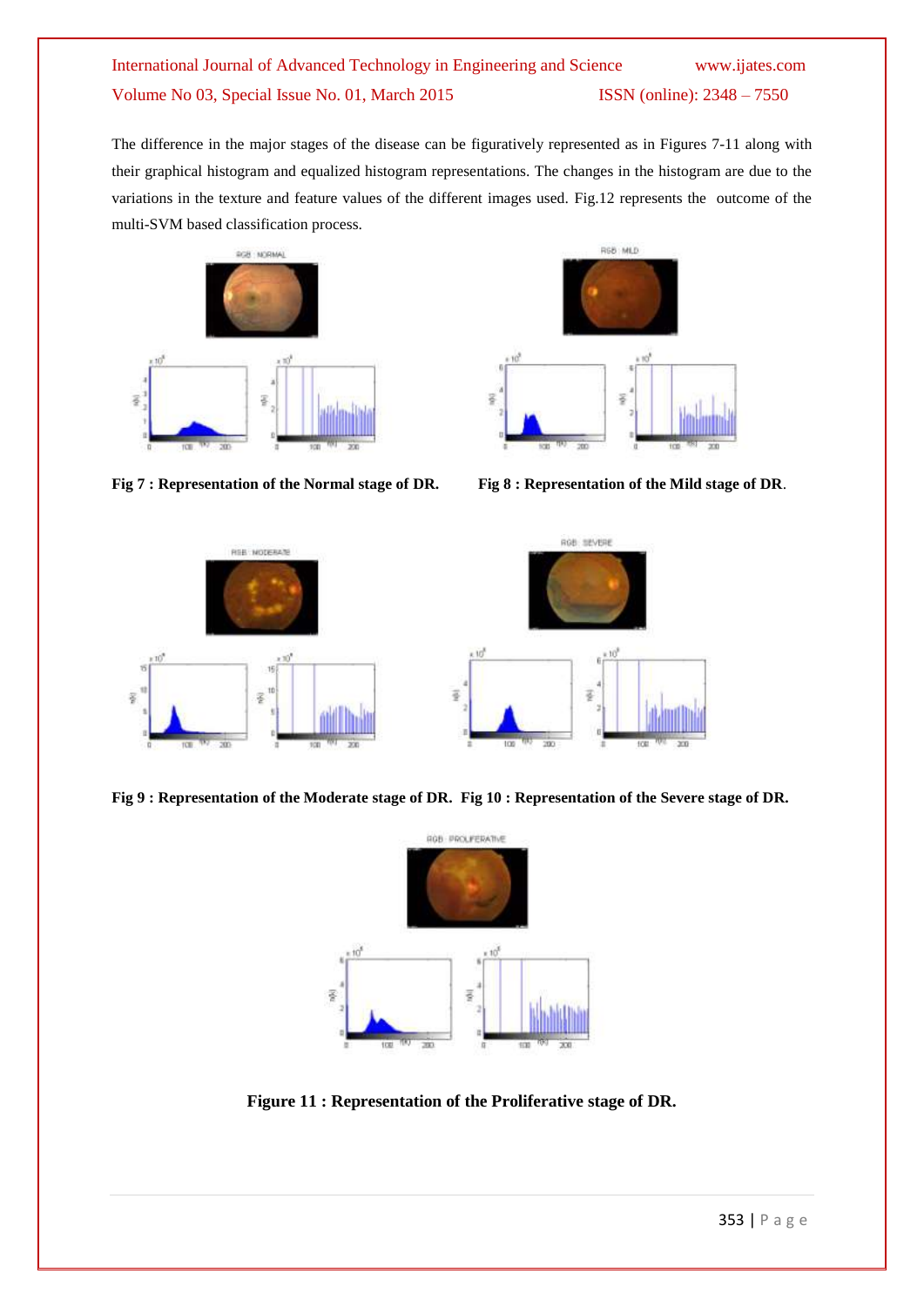The difference in the major stages of the disease can be figuratively represented as in Figures 7-11 along with their graphical histogram and equalized histogram representations. The changes in the histogram are due to the variations in the texture and feature values of the different images used. Fig.12 represents the outcome of the multi-SVM based classification process.

**Fig 7 : Representation of the Normal stage of DR.**

**Fig 8 : Representation of the Mild stage of DR.**

**Fig 9 : Representation of the Moderate stage of DR.**

**Fig 10 : Representation of the Severe stage of DR.**

**Figure 11 : Representation of the Proliferative stage of DR.**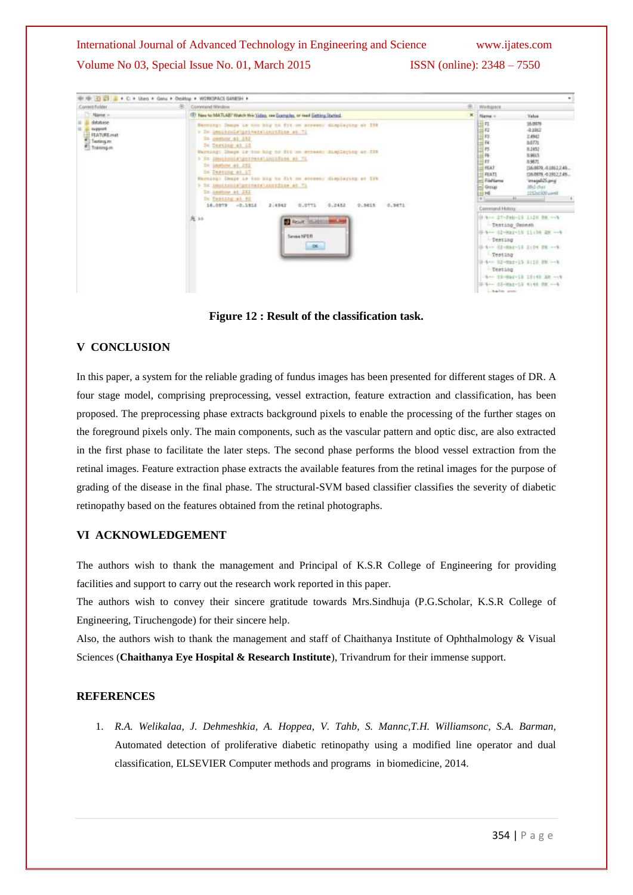Figure 12 : Result of the classification task.

## V CONCLUSION

In this paper, a system for the reliable grading of fundus images has been presented for different stages of DR. A four stage model, comprising preprocessing, vessel extraction, feature extraction and classification, has been proposed. The preprocessing phase extracts background pixels to enable the processing of the further stages on the foreground pixels only. The main components, such as the vascular pattern and optic disc, are also extracted in the first phase to facilitate the later steps. The second phase performs the blood vessel extraction from the retinal images. Feature extraction phase extracts the available features from the retinal images for the purpose of grading of the disease in the final phase. The structural-SVM based classifier classifies the severity of diabetic retinopathy based on the features obtained from the retinal photographs.

## VI ACKNOWLEDGEMENT

The authors wish to thank the management and Principal of K.S.R College of Engineering for providing facilities and support to carry out the research work reported in this paper.

The authors wish to convey their sincere gratitude towards Mrs.Sindhuja (P.G.Scholar, K.S.R College of Engineering, Tiruchengode) for their sincere help.

Also, the authors wish to thank the management and staff of Chaithanya Institute of Ophthalmology & Visual Sciences (**Chaithanya Eye Hospital & Research Institute**), Trivandrum for their immense support.

## REFERENCES

1. *R.A. Welikalaa, J. Dehmeshkia, A. Hoppea, V. Tahb, S. Mannc,T.H. Williamsonc, S.A. Barman,* Automated detection of proliferative diabetic retinopathy using a modified line operator and dual classification, ELSEVIER Computer methods and programs in biomedicine, 2014.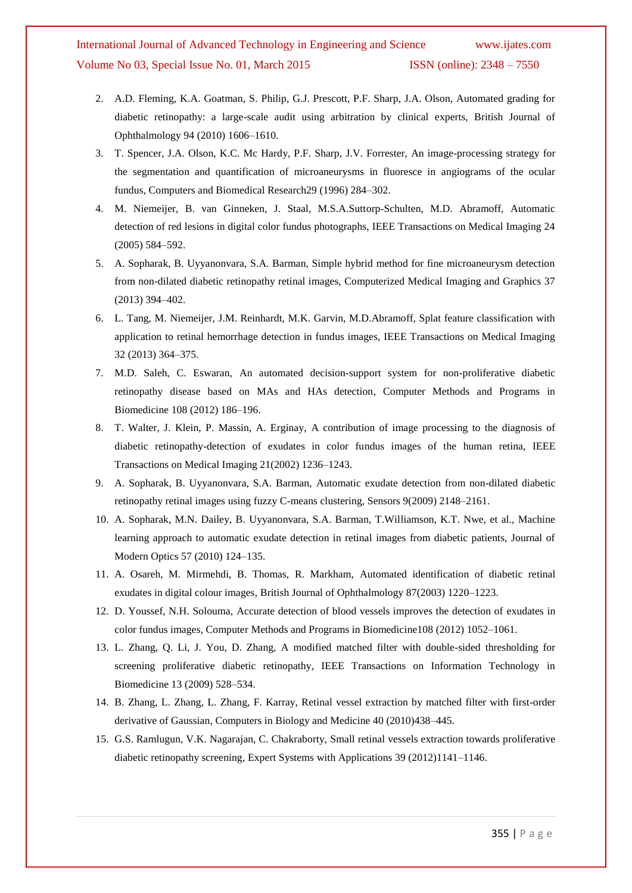2. A.D. Fleming, K.A. Goatman, S. Philip, G.J. Prescott, P.F. Sharp, J.A. Olson, Automated grading for diabetic retinopathy: a large-scale audit using arbitration by clinical experts, British Journal of Ophthalmology 94 (2010) 1606–1610.
3. T. Spencer, J.A. Olson, K.C. Mc Hardy, P.F. Sharp, J.V. Forrester, An image-processing strategy for the segmentation and quantification of microaneurysms in fluoresce in angiograms of the ocular fundus, Computers and Biomedical Research29 (1996) 284–302.
4. M. Niemeijer, B. van Ginneken, J. Staal, M.S.A.Suttorp-Schulten, M.D. Abramoff, Automatic detection of red lesions in digital color fundus photographs, IEEE Transactions on Medical Imaging 24 (2005) 584–592.
5. A. Sopharak, B. Uyyanonvara, S.A. Barman, Simple hybrid method for fine microaneurysm detection from non-dilated diabetic retinopathy retinal images, Computerized Medical Imaging and Graphics 37 (2013) 394–402.
6. L. Tang, M. Niemeijer, J.M. Reinhardt, M.K. Garvin, M.D.Abramoff, Splat feature classification with application to retinal hemorrhage detection in fundus images, IEEE Transactions on Medical Imaging 32 (2013) 364–375.
7. M.D. Saleh, C. Eswaran, An automated decision-support system for non-proliferative diabetic retinopathy disease based on MAs and HAs detection, Computer Methods and Programs in Biomedicine 108 (2012) 186–196.
8. T. Walter, J. Klein, P. Massin, A. Erginay, A contribution of image processing to the diagnosis of diabetic retinopathy-detection of exudates in color fundus images of the human retina, IEEE Transactions on Medical Imaging 21(2002) 1236–1243.
9. A. Sopharak, B. Uyyanonvara, S.A. Barman, Automatic exudate detection from non-dilated diabetic retinopathy retinal images using fuzzy C-means clustering, Sensors 9(2009) 2148–2161.
10. A. Sopharak, M.N. Dailey, B. Uyyanonvara, S.A. Barman, T.Williamson, K.T. Nwe, et al., Machine learning approach to automatic exudate detection in retinal images from diabetic patients, Journal of Modern Optics 57 (2010) 124–135.
11. A. Osareh, M. Mirmehdi, B. Thomas, R. Markham, Automated identification of diabetic retinal exudates in digital colour images, British Journal of Ophthalmology 87(2003) 1220–1223.
12. D. Youssef, N.H. Solouma, Accurate detection of blood vessels improves the detection of exudates in color fundus images, Computer Methods and Programs in Biomedicine108 (2012) 1052–1061.
13. L. Zhang, Q. Li, J. You, D. Zhang, A modified matched filter with double-sided thresholding for screening proliferative diabetic retinopathy, IEEE Transactions on Information Technology in Biomedicine 13 (2009) 528–534.
14. B. Zhang, L. Zhang, L. Zhang, F. Karray, Retinal vessel extraction by matched filter with first-order derivative of Gaussian, Computers in Biology and Medicine 40 (2010)438–445.
15. G.S. Ramlugun, V.K. Nagarajan, C. Chakraborty, Small retinal vessels extraction towards proliferative diabetic retinopathy screening, Expert Systems with Applications 39 (2012)1141–1146.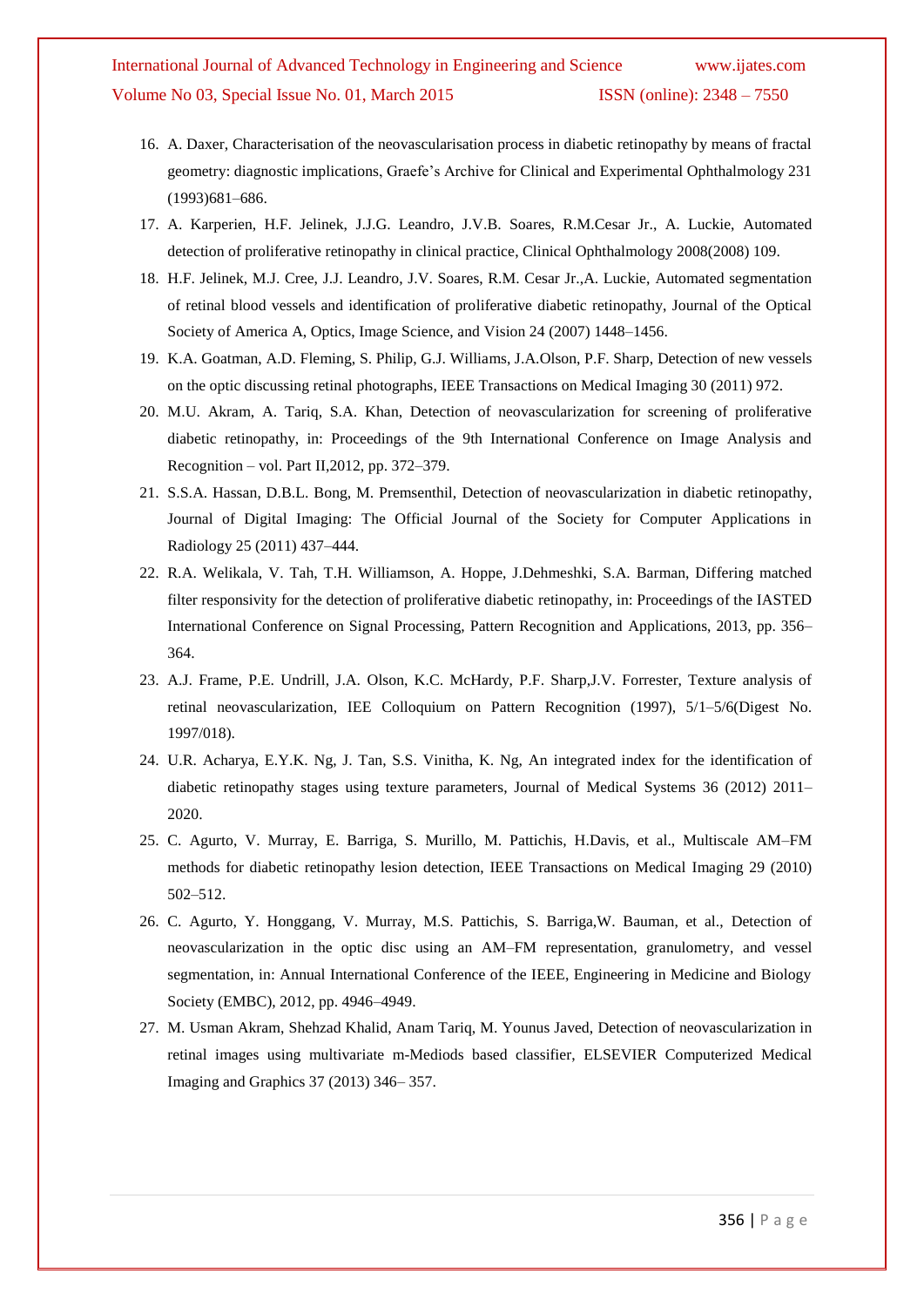16. A. Daxer, Characterisation of the neovascularisation process in diabetic retinopathy by means of fractal geometry: diagnostic implications, Graefe's Archive for Clinical and Experimental Ophthalmology 231 (1993)681–686.
17. A. Karperien, H.F. Jelinek, J.J.G. Leandro, J.V.B. Soares, R.M.Cesar Jr., A. Luckie, Automated detection of proliferative retinopathy in clinical practice, Clinical Ophthalmology 2008(2008) 109.
18. H.F. Jelinek, M.J. Cree, J.J. Leandro, J.V. Soares, R.M. Cesar Jr.,A. Luckie, Automated segmentation of retinal blood vessels and identification of proliferative diabetic retinopathy, Journal of the Optical Society of America A, Optics, Image Science, and Vision 24 (2007) 1448–1456.
19. K.A. Goatman, A.D. Fleming, S. Philip, G.J. Williams, J.A.Olson, P.F. Sharp, Detection of new vessels on the optic discussing retinal photographs, IEEE Transactions on Medical Imaging 30 (2011) 972.
20. M.U. Akram, A. Tariq, S.A. Khan, Detection of neovascularization for screening of proliferative diabetic retinopathy, in: Proceedings of the 9th International Conference on Image Analysis and Recognition – vol. Part II,2012, pp. 372–379.
21. S.S.A. Hassan, D.B.L. Bong, M. Premsenthil, Detection of neovascularization in diabetic retinopathy, Journal of Digital Imaging: The Official Journal of the Society for Computer Applications in Radiology 25 (2011) 437–444.
22. R.A. Welikala, V. Tah, T.H. Williamson, A. Hoppe, J.Dehmeshki, S.A. Barman, Differing matched filter responsivity for the detection of proliferative diabetic retinopathy, in: Proceedings of the IASTED International Conference on Signal Processing, Pattern Recognition and Applications, 2013, pp. 356–364.
23. A.J. Frame, P.E. Undrill, J.A. Olson, K.C. McHardy, P.F. Sharp,J.V. Forrester, Texture analysis of retinal neovascularization, IEE Colloquium on Pattern Recognition (1997), 5/1–5/6(Digest No. 1997/018).
24. U.R. Acharya, E.Y.K. Ng, J. Tan, S.S. Vinitha, K. Ng, An integrated index for the identification of diabetic retinopathy stages using texture parameters, Journal of Medical Systems 36 (2012) 2011–2020.
25. C. Agurto, V. Murray, E. Barriga, S. Murillo, M. Pattichis, H.Davis, et al., Multiscale AM–FM methods for diabetic retinopathy lesion detection, IEEE Transactions on Medical Imaging 29 (2010) 502–512.
26. C. Agurto, Y. Honggang, V. Murray, M.S. Pattichis, S. Barriga,W. Bauman, et al., Detection of neovascularization in the optic disc using an AM–FM representation, granulometry, and vessel segmentation, in: Annual International Conference of the IEEE, Engineering in Medicine and Biology Society (EMBC), 2012, pp. 4946–4949.
27. M. Usman Akram, Shehzad Khalid, Anam Tariq, M. Younus Javed, Detection of neovascularization in retinal images using multivariate m-Mediods based classifier, ELSEVIER Computerized Medical Imaging and Graphics 37 (2013) 346– 357.